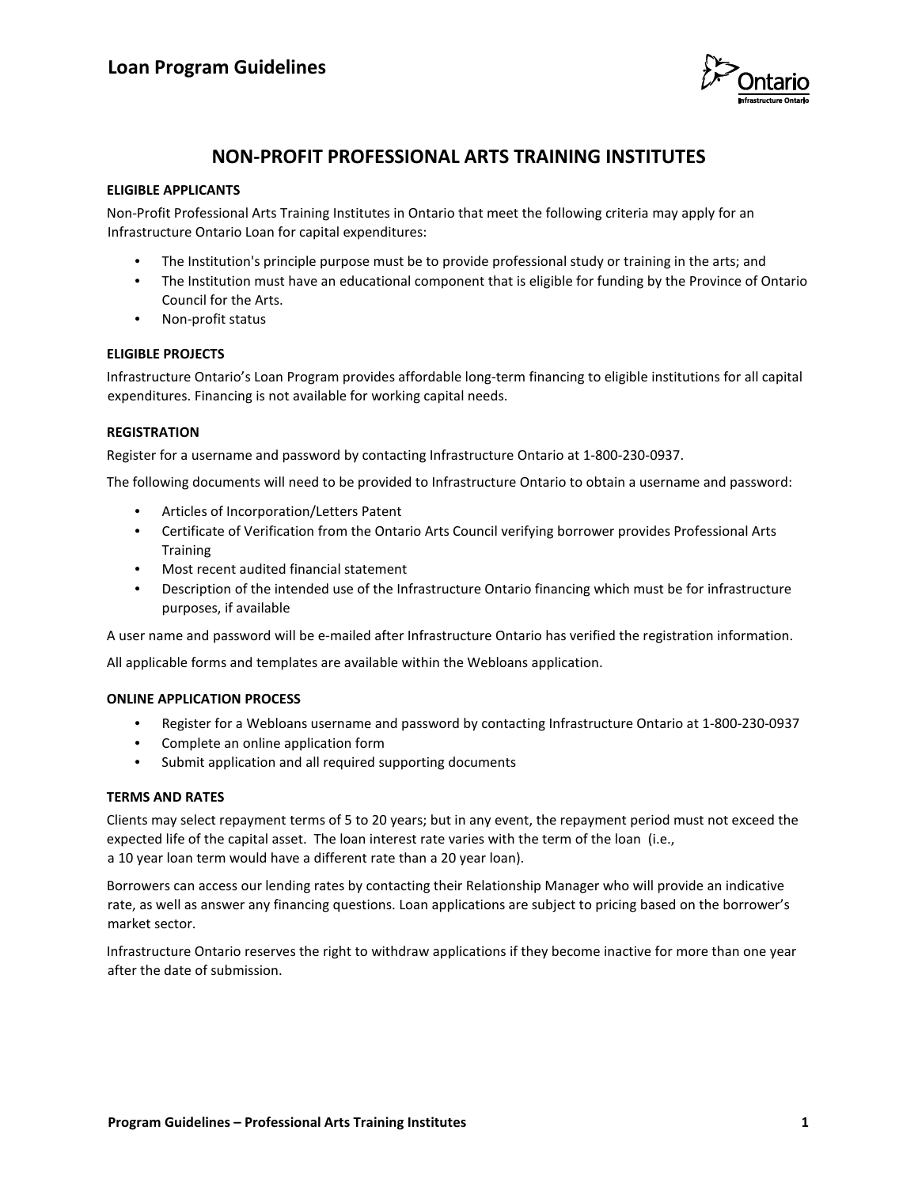# Loan Program Guidelines

## NON-PROFIT PROFESSIONAL ARTS TRAINING INSTITUTES

### ELIGIBLE APPLICANTS

Non-Profit Professional Arts Training Institutes in Ontario that meet the following criteria may apply for an Infrastructure Ontario Loan for capital expenditures:

- The Institution's principle purpose must be to provide professional study or training in the arts; and
- The Institution must have an educational component that is eligible for funding by the Province of Ontario Council for the Arts.
- Non-profit status

### ELIGIBLE PROJECTS

Infrastructure Ontario's Loan Program provides affordable long-term financing to eligible institutions for all capital expenditures. Financing is not available for working capital needs.

### REGISTRATION

Register for a username and password by contacting Infrastructure Ontario at 1-800-230-0937.

The following documents will need to be provided to Infrastructure Ontario to obtain a username and password:

- Articles of Incorporation/Letters Patent
- Certificate of Verification from the Ontario Arts Council verifying borrower provides Professional Arts Training
- Most recent audited financial statement
- Description of the intended use of the Infrastructure Ontario financing which must be for infrastructure purposes, if available

A user name and password will be e-mailed after Infrastructure Ontario has verified the registration information.

All applicable forms and templates are available within the Webloans application.

### ONLINE APPLICATION PROCESS

- Register for a Webloans username and password by contacting Infrastructure Ontario at 1-800-230-0937
- Complete an online application form
- Submit application and all required supporting documents

### TERMS AND RATES

Clients may select repayment terms of 5 to 20 years; but in any event, the repayment period must not exceed the expected life of the capital asset. The loan interest rate varies with the term of the loan (i.e., a 10 year loan term would have a different rate than a 20 year loan).

Borrowers can access our lending rates by contacting their Relationship Manager who will provide an indicative rate, as well as answer any financing questions. Loan applications are subject to pricing based on the borrower's market sector.

Infrastructure Ontario reserves the right to withdraw applications if they become inactive for more than one year after the date of submission.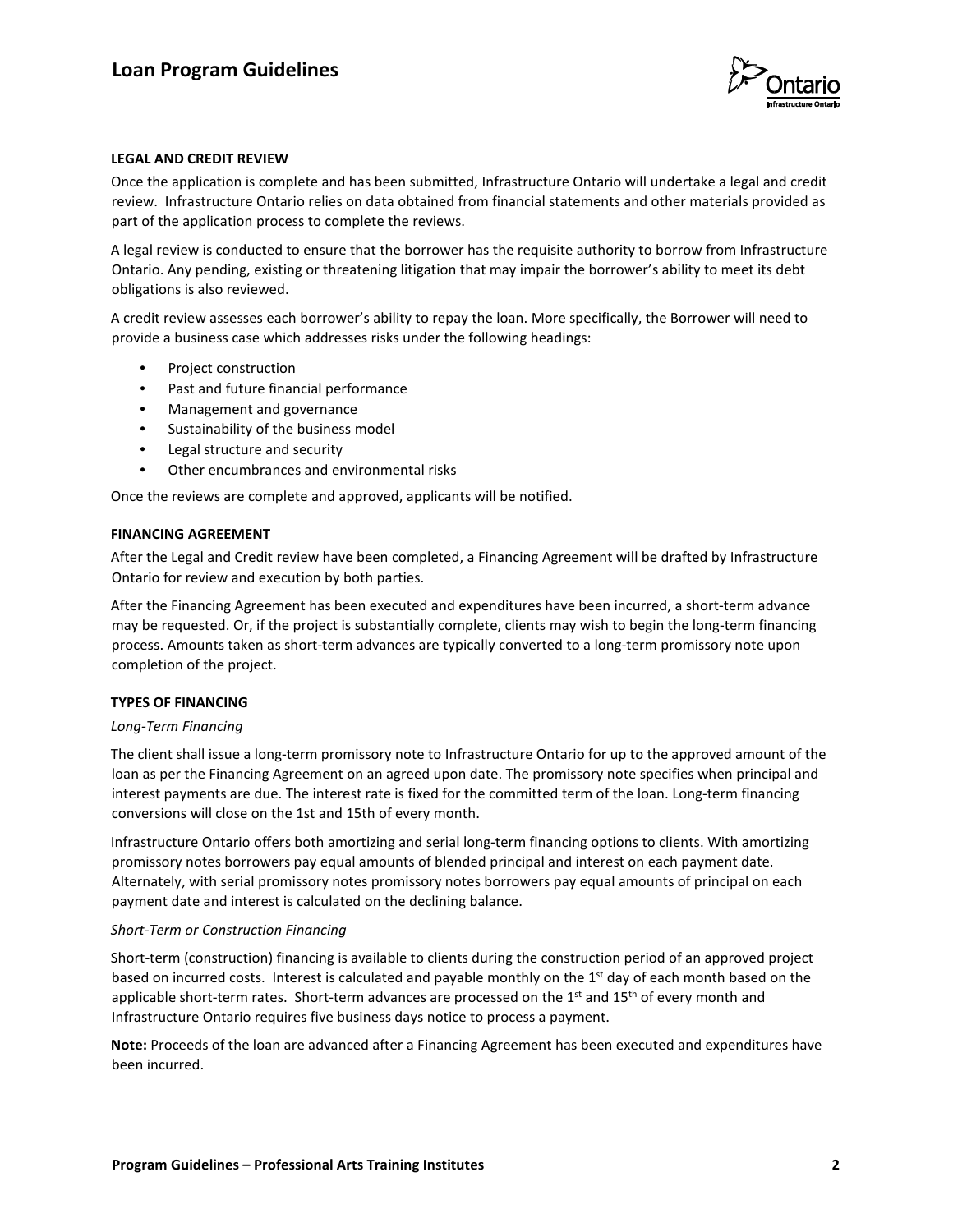## LEGAL AND CREDIT REVIEW

Once the application is complete and has been submitted, Infrastructure Ontario will undertake a legal and credit review. Infrastructure Ontario relies on data obtained from financial statements and other materials provided as part of the application process to complete the reviews.

A legal review is conducted to ensure that the borrower has the requisite authority to borrow from Infrastructure Ontario. Any pending, existing or threatening litigation that may impair the borrower's ability to meet its debt obligations is also reviewed.

A credit review assesses each borrower's ability to repay the loan. More specifically, the Borrower will need to provide a business case which addresses risks under the following headings:

- Project construction
- Past and future financial performance
- Management and governance
- Sustainability of the business model
- Legal structure and security
- Other encumbrances and environmental risks

Once the reviews are complete and approved, applicants will be notified.

## FINANCING AGREEMENT

After the Legal and Credit review have been completed, a Financing Agreement will be drafted by Infrastructure Ontario for review and execution by both parties.

After the Financing Agreement has been executed and expenditures have been incurred, a short-term advance may be requested. Or, if the project is substantially complete, clients may wish to begin the long-term financing process. Amounts taken as short-term advances are typically converted to a long-term promissory note upon completion of the project.

## TYPES OF FINANCING

*Long-Term Financing*

The client shall issue a long-term promissory note to Infrastructure Ontario for up to the approved amount of the loan as per the Financing Agreement on an agreed upon date. The promissory note specifies when principal and interest payments are due. The interest rate is fixed for the committed term of the loan. Long-term financing conversions will close on the 1st and 15th of every month.

Infrastructure Ontario offers both amortizing and serial long-term financing options to clients. With amortizing promissory notes borrowers pay equal amounts of blended principal and interest on each payment date. Alternately, with serial promissory notes promissory notes borrowers pay equal amounts of principal on each payment date and interest is calculated on the declining balance.

*Short-Term or Construction Financing*

Short-term (construction) financing is available to clients during the construction period of an approved project based on incurred costs. Interest is calculated and payable monthly on the 1st day of each month based on the applicable short-term rates. Short-term advances are processed on the 1st and 15th of every month and Infrastructure Ontario requires five business days notice to process a payment.

**Note:** Proceeds of the loan are advanced after a Financing Agreement has been executed and expenditures have been incurred.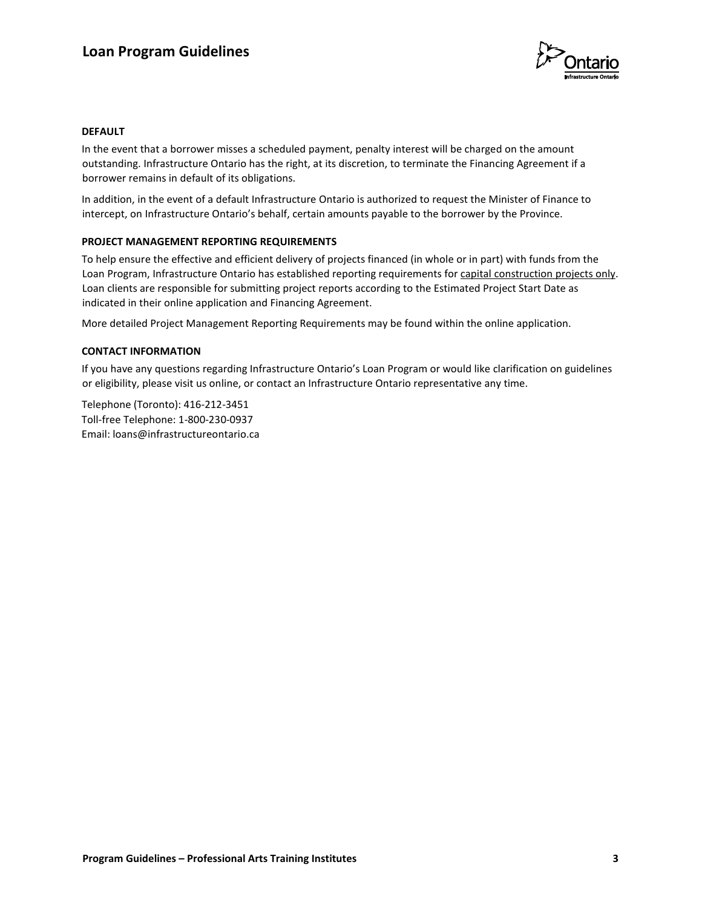### DEFAULT

In the event that a borrower misses a scheduled payment, penalty interest will be charged on the amount outstanding. Infrastructure Ontario has the right, at its discretion, to terminate the Financing Agreement if a borrower remains in default of its obligations.

In addition, in the event of a default Infrastructure Ontario is authorized to request the Minister of Finance to intercept, on Infrastructure Ontario's behalf, certain amounts payable to the borrower by the Province.

### PROJECT MANAGEMENT REPORTING REQUIREMENTS

To help ensure the effective and efficient delivery of projects financed (in whole or in part) with funds from the Loan Program, Infrastructure Ontario has established reporting requirements for capital construction projects only. Loan clients are responsible for submitting project reports according to the Estimated Project Start Date as indicated in their online application and Financing Agreement.

More detailed Project Management Reporting Requirements may be found within the online application.

### CONTACT INFORMATION

If you have any questions regarding Infrastructure Ontario's Loan Program or would like clarification on guidelines or eligibility, please visit us online, or contact an Infrastructure Ontario representative any time.

Telephone (Toronto): 416-212-3451
Toll-free Telephone: 1-800-230-0937
Email: loans@infrastructureontario.ca